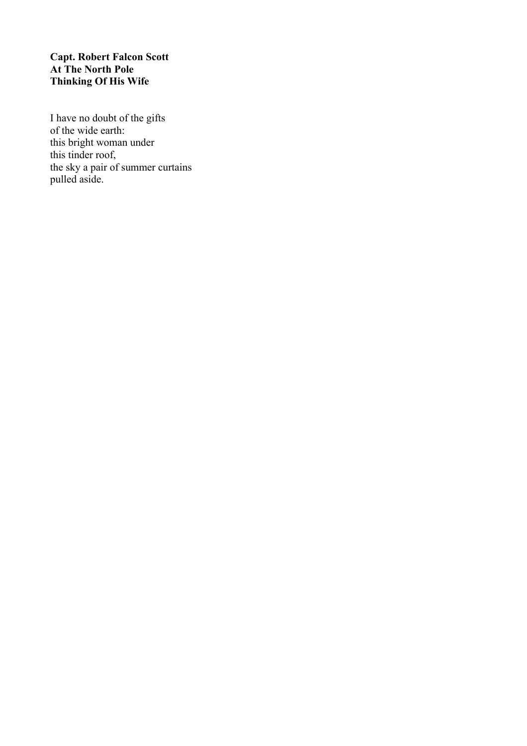**Capt. Robert Falcon Scott**
**At The North Pole**
**Thinking Of His Wife**

I have no doubt of the gifts
of the wide earth:
this bright woman under
this tinder roof,
the sky a pair of summer curtains
pulled aside.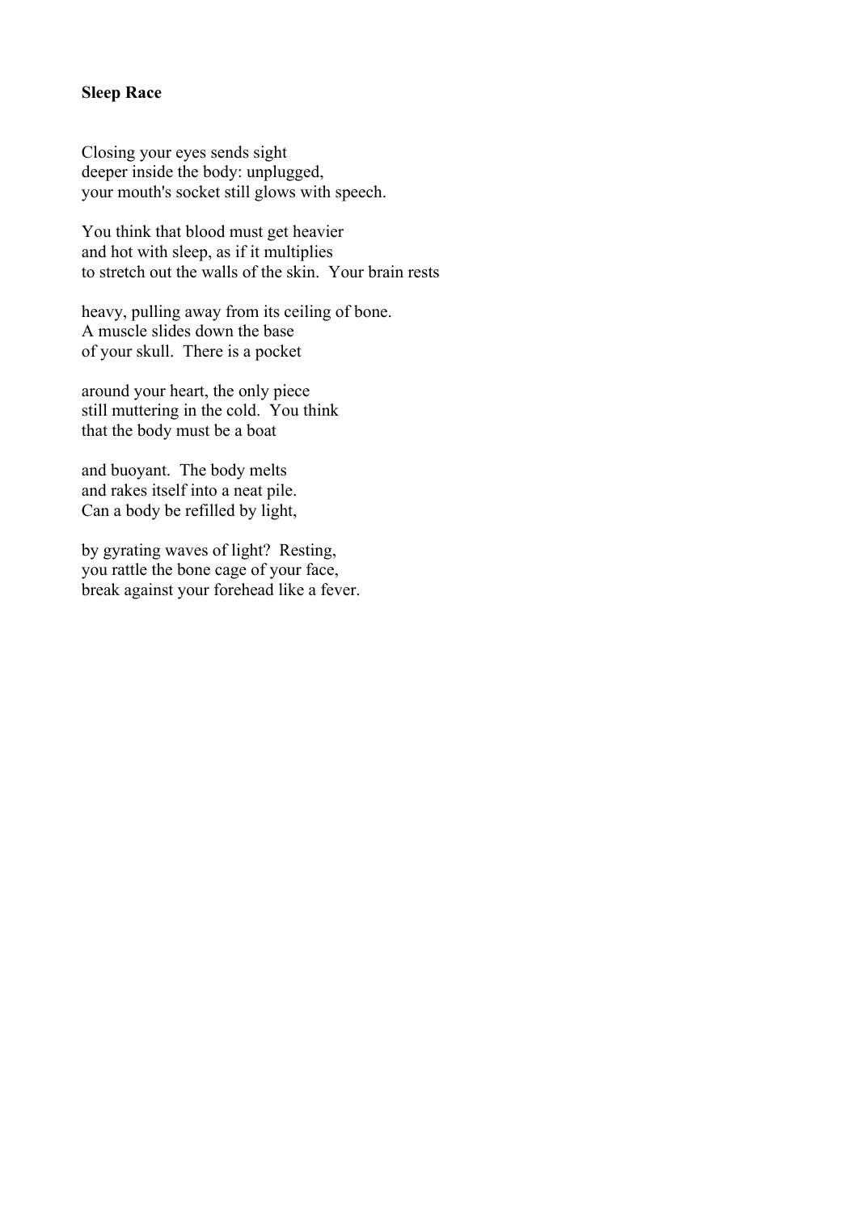**Sleep Race**

Closing your eyes sends sight  
deeper inside the body: unplugged,  
your mouth's socket still glows with speech.

You think that blood must get heavier  
and hot with sleep, as if it multiplies  
to stretch out the walls of the skin.  Your brain rests

heavy, pulling away from its ceiling of bone.  
A muscle slides down the base  
of your skull.  There is a pocket

around your heart, the only piece  
still muttering in the cold.  You think  
that the body must be a boat

and buoyant.  The body melts  
and rakes itself into a neat pile.  
Can a body be refilled by light,

by gyrating waves of light?  Resting,  
you rattle the bone cage of your face,  
break against your forehead like a fever.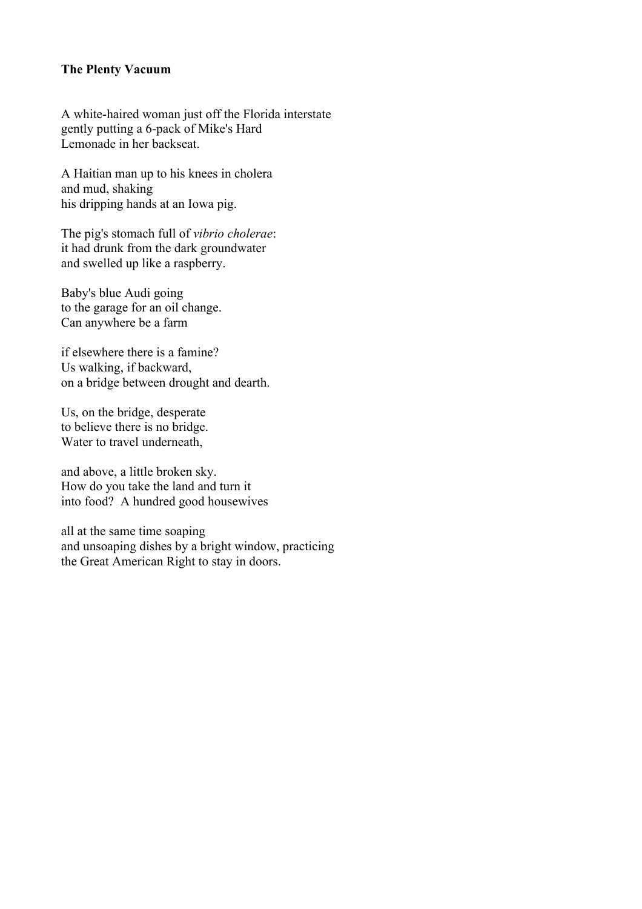**The Plenty Vacuum**

A white-haired woman just off the Florida interstate
gently putting a 6-pack of Mike's Hard
Lemonade in her backseat.

A Haitian man up to his knees in cholera
and mud, shaking
his dripping hands at an Iowa pig.

The pig's stomach full of *vibrio cholerae*:
it had drunk from the dark groundwater
and swelled up like a raspberry.

Baby's blue Audi going
to the garage for an oil change.
Can anywhere be a farm

if elsewhere there is a famine?
Us walking, if backward,
on a bridge between drought and dearth.

Us, on the bridge, desperate
to believe there is no bridge.
Water to travel underneath,

and above, a little broken sky.
How do you take the land and turn it
into food? A hundred good housewives

all at the same time soaping
and unsoaping dishes by a bright window, practicing
the Great American Right to stay in doors.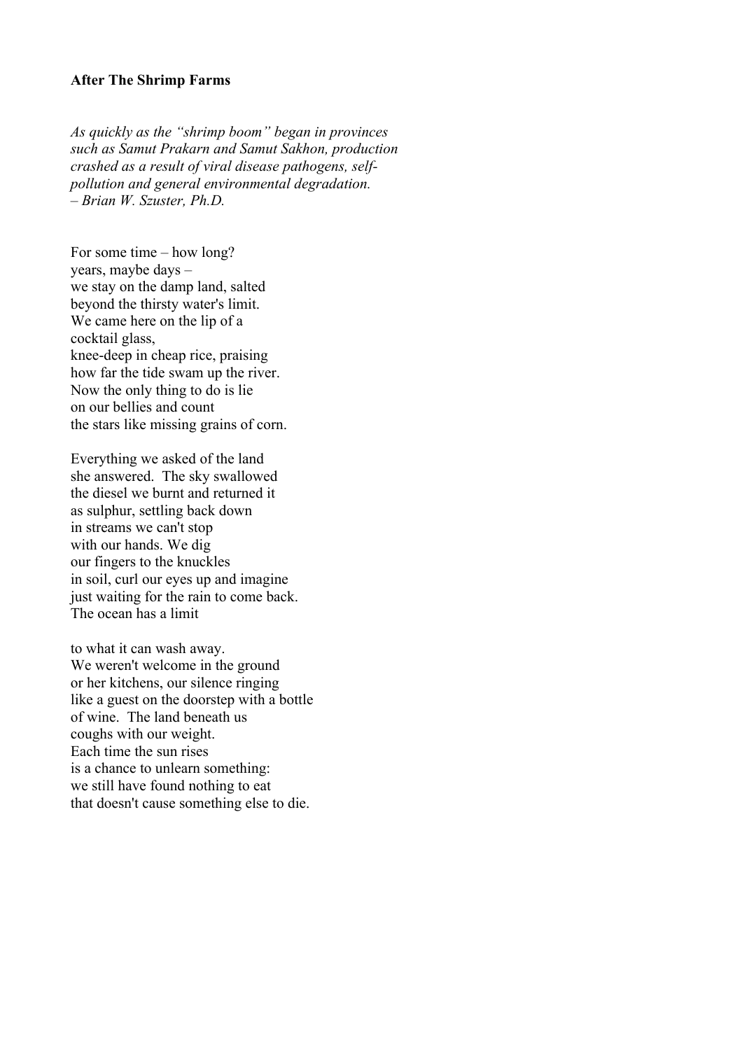**After The Shrimp Farms**

*As quickly as the "shrimp boom" began in provinces such as Samut Prakarn and Samut Sakhon, production crashed as a result of viral disease pathogens, self-pollution and general environmental degradation.*
*– Brian W. Szuster, Ph.D.*

For some time – how long?
years, maybe days –
we stay on the damp land, salted
beyond the thirsty water's limit.
We came here on the lip of a
cocktail glass,
knee-deep in cheap rice, praising
how far the tide swam up the river.
Now the only thing to do is lie
on our bellies and count
the stars like missing grains of corn.

Everything we asked of the land
she answered. The sky swallowed
the diesel we burnt and returned it
as sulphur, settling back down
in streams we can't stop
with our hands. We dig
our fingers to the knuckles
in soil, curl our eyes up and imagine
just waiting for the rain to come back.
The ocean has a limit

to what it can wash away.
We weren't welcome in the ground
or her kitchens, our silence ringing
like a guest on the doorstep with a bottle
of wine. The land beneath us
coughs with our weight.
Each time the sun rises
is a chance to unlearn something:
we still have found nothing to eat
that doesn't cause something else to die.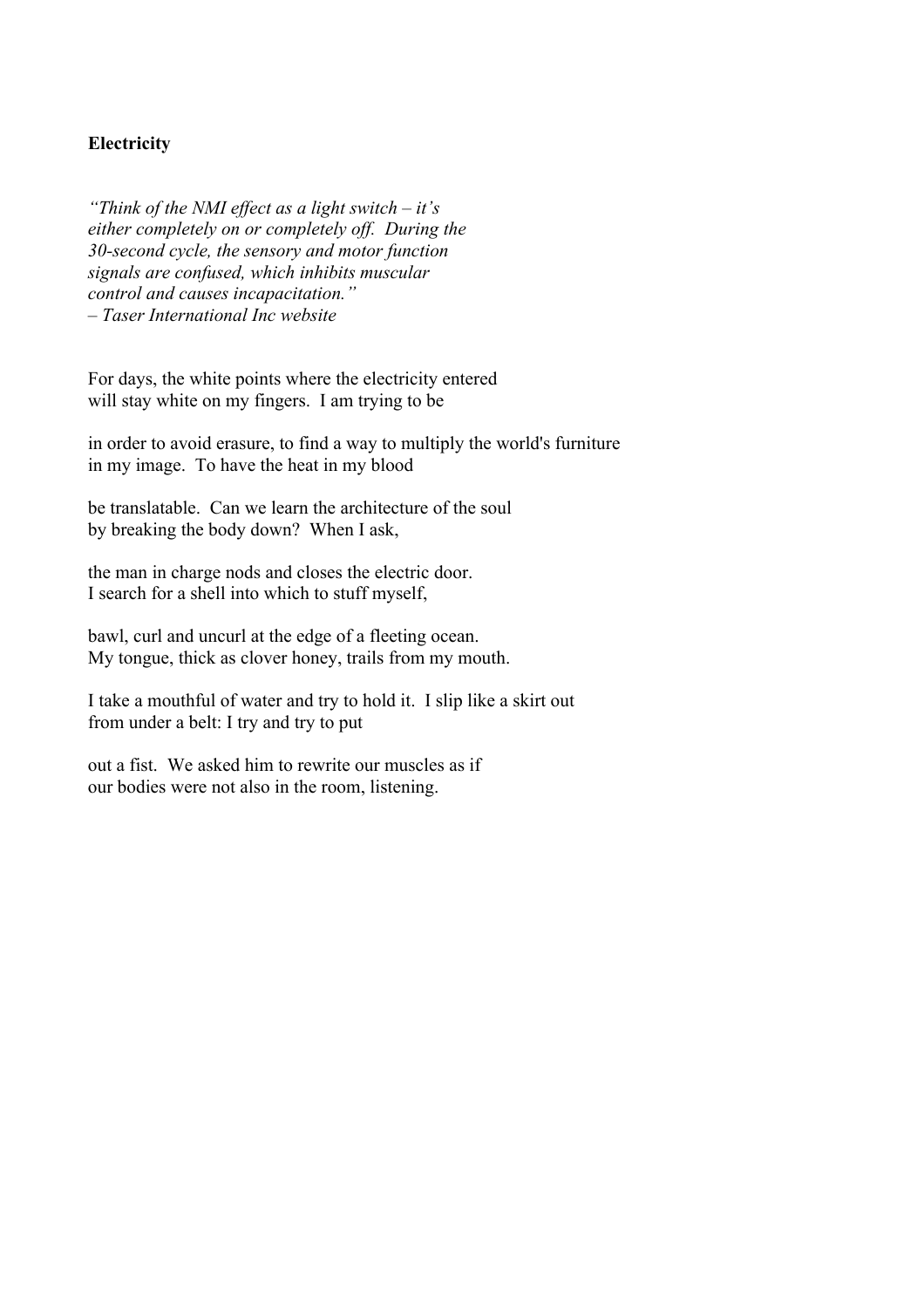**Electricity**

*"Think of the NMI effect as a light switch – it's*
*either completely on or completely off. During the*
*30-second cycle, the sensory and motor function*
*signals are confused, which inhibits muscular*
*control and causes incapacitation."*
*– Taser International Inc website*

For days, the white points where the electricity entered
will stay white on my fingers. I am trying to be

in order to avoid erasure, to find a way to multiply the world's furniture
in my image. To have the heat in my blood

be translatable. Can we learn the architecture of the soul
by breaking the body down? When I ask,

the man in charge nods and closes the electric door.
I search for a shell into which to stuff myself,

bawl, curl and uncurl at the edge of a fleeting ocean.
My tongue, thick as clover honey, trails from my mouth.

I take a mouthful of water and try to hold it. I slip like a skirt out
from under a belt: I try and try to put

out a fist. We asked him to rewrite our muscles as if
our bodies were not also in the room, listening.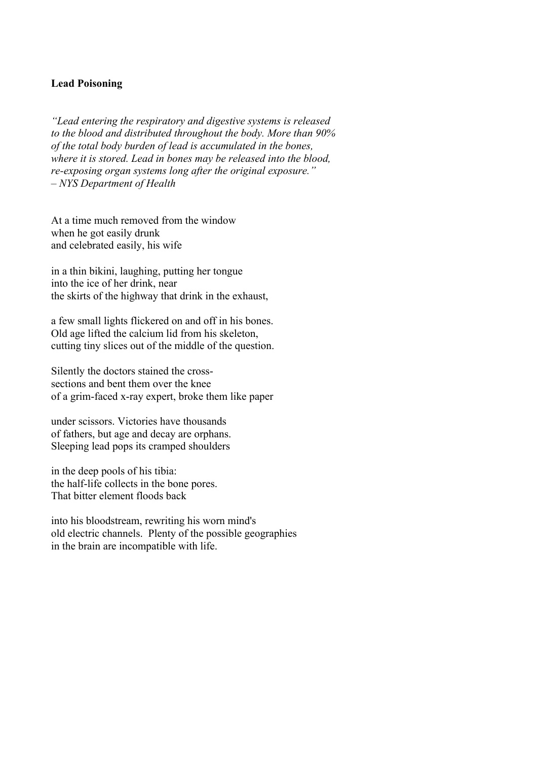**Lead Poisoning**

*"Lead entering the respiratory and digestive systems is released*
*to the blood and distributed throughout the body. More than 90%*
*of the total body burden of lead is accumulated in the bones,*
*where it is stored. Lead in bones may be released into the blood,*
*re-exposing organ systems long after the original exposure."*
*– NYS Department of Health*

At a time much removed from the window
when he got easily drunk
and celebrated easily, his wife

in a thin bikini, laughing, putting her tongue
into the ice of her drink, near
the skirts of the highway that drink in the exhaust,

a few small lights flickered on and off in his bones.
Old age lifted the calcium lid from his skeleton,
cutting tiny slices out of the middle of the question.

Silently the doctors stained the cross-
sections and bent them over the knee
of a grim-faced x-ray expert, broke them like paper

under scissors. Victories have thousands
of fathers, but age and decay are orphans.
Sleeping lead pops its cramped shoulders

in the deep pools of his tibia:
the half-life collects in the bone pores.
That bitter element floods back

into his bloodstream, rewriting his worn mind's
old electric channels. Plenty of the possible geographies
in the brain are incompatible with life.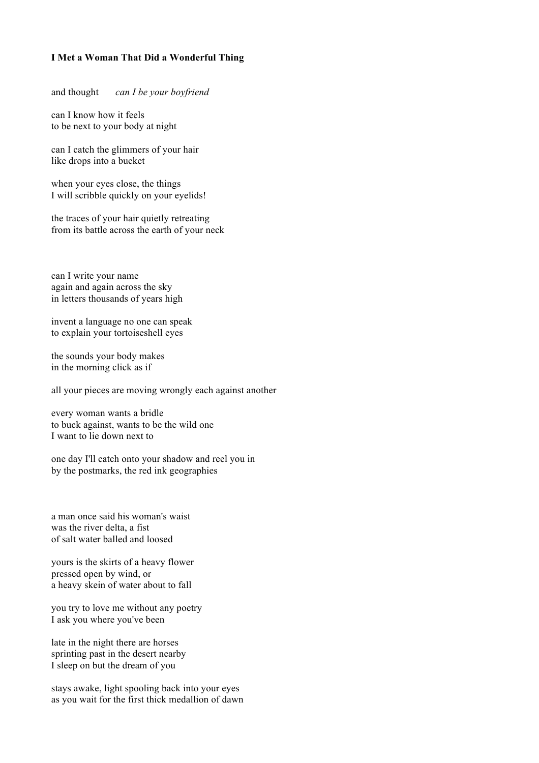**I Met a Woman That Did a Wonderful Thing**

and thought *can I be your boyfriend*

can I know how it feels
to be next to your body at night

can I catch the glimmers of your hair
like drops into a bucket

when your eyes close, the things
I will scribble quickly on your eyelids!

the traces of your hair quietly retreating
from its battle across the earth of your neck

can I write your name
again and again across the sky
in letters thousands of years high

invent a language no one can speak
to explain your tortoiseshell eyes

the sounds your body makes
in the morning click as if

all your pieces are moving wrongly each against another

every woman wants a bridle
to buck against, wants to be the wild one
I want to lie down next to

one day I'll catch onto your shadow and reel you in
by the postmarks, the red ink geographies

a man once said his woman's waist
was the river delta, a fist
of salt water balled and loosed

yours is the skirts of a heavy flower
pressed open by wind, or
a heavy skein of water about to fall

you try to love me without any poetry
I ask you where you've been

late in the night there are horses
sprinting past in the desert nearby
I sleep on but the dream of you

stays awake, light spooling back into your eyes
as you wait for the first thick medallion of dawn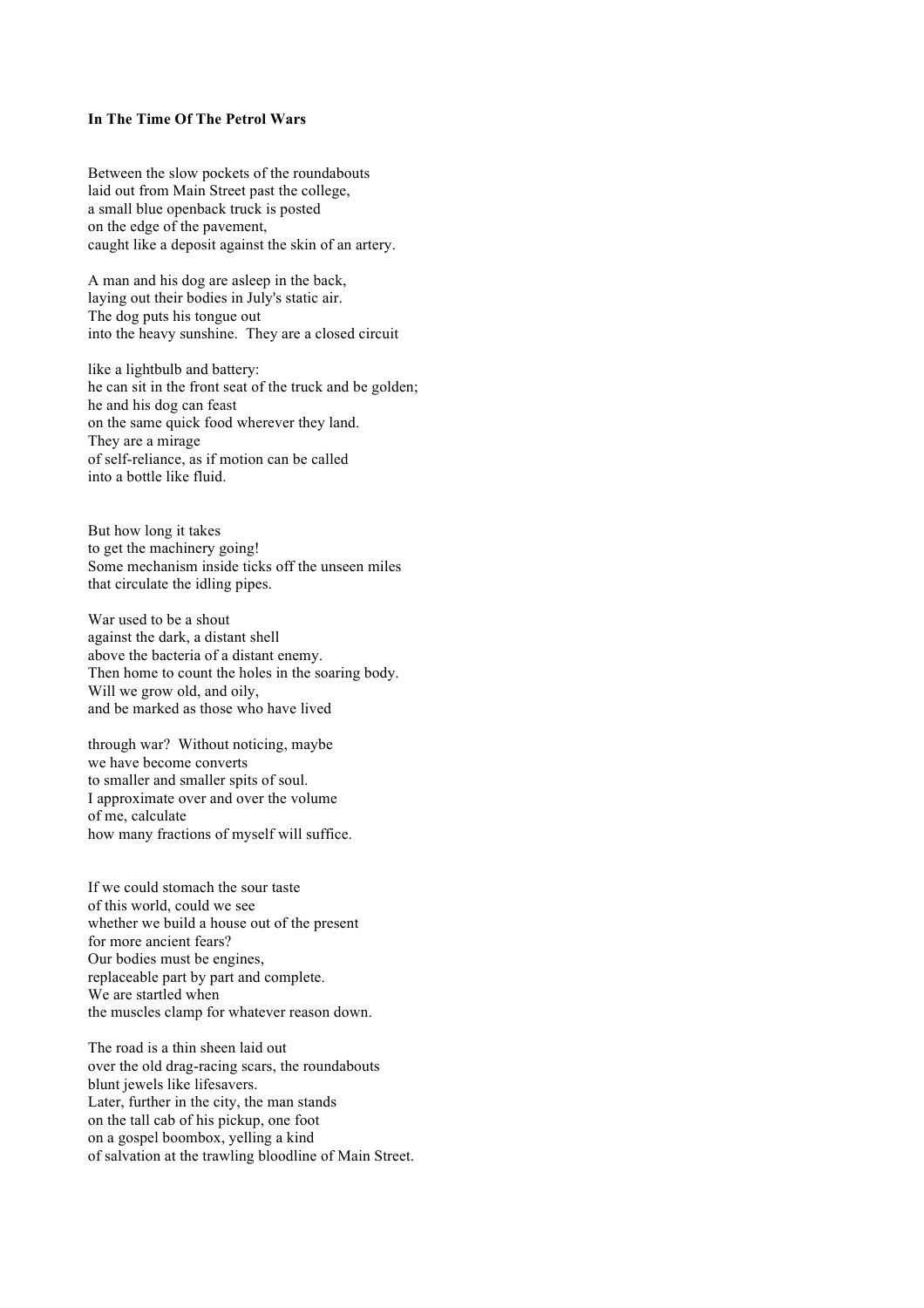**In The Time Of The Petrol Wars**

Between the slow pockets of the roundabouts
laid out from Main Street past the college,
a small blue openback truck is posted
on the edge of the pavement,
caught like a deposit against the skin of an artery.

A man and his dog are asleep in the back,
laying out their bodies in July's static air.
The dog puts his tongue out
into the heavy sunshine.  They are a closed circuit

like a lightbulb and battery:
he can sit in the front seat of the truck and be golden;
he and his dog can feast
on the same quick food wherever they land.
They are a mirage
of self-reliance, as if motion can be called
into a bottle like fluid.

But how long it takes
to get the machinery going!
Some mechanism inside ticks off the unseen miles
that circulate the idling pipes.

War used to be a shout
against the dark, a distant shell
above the bacteria of a distant enemy.
Then home to count the holes in the soaring body.
Will we grow old, and oily,
and be marked as those who have lived

through war?  Without noticing, maybe
we have become converts
to smaller and smaller spits of soul.
I approximate over and over the volume
of me, calculate
how many fractions of myself will suffice.

If we could stomach the sour taste
of this world, could we see
whether we build a house out of the present
for more ancient fears?
Our bodies must be engines,
replaceable part by part and complete.
We are startled when
the muscles clamp for whatever reason down.

The road is a thin sheen laid out
over the old drag-racing scars, the roundabouts
blunt jewels like lifesavers.
Later, further in the city, the man stands
on the tall cab of his pickup, one foot
on a gospel boombox, yelling a kind
of salvation at the trawling bloodline of Main Street.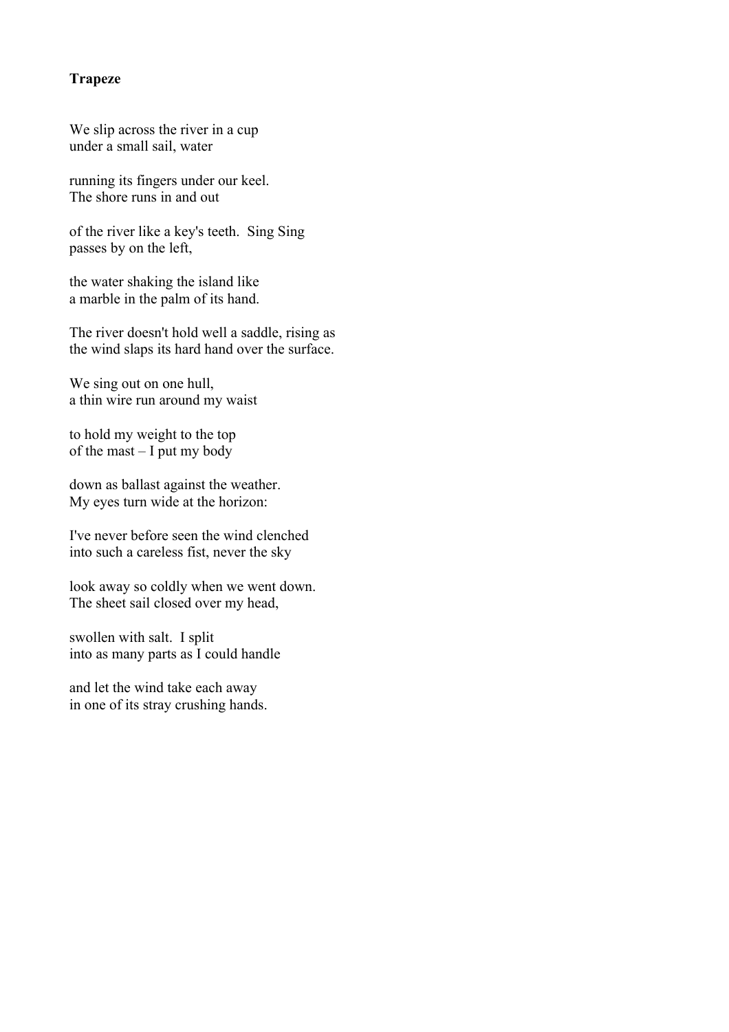**Trapeze**

We slip across the river in a cup  
under a small sail, water

running its fingers under our keel.  
The shore runs in and out

of the river like a key's teeth.  Sing Sing  
passes by on the left,

the water shaking the island like  
a marble in the palm of its hand.

The river doesn't hold well a saddle, rising as  
the wind slaps its hard hand over the surface.

We sing out on one hull,  
a thin wire run around my waist

to hold my weight to the top  
of the mast – I put my body

down as ballast against the weather.  
My eyes turn wide at the horizon:

I've never before seen the wind clenched  
into such a careless fist, never the sky

look away so coldly when we went down.  
The sheet sail closed over my head,

swollen with salt.  I split  
into as many parts as I could handle

and let the wind take each away  
in one of its stray crushing hands.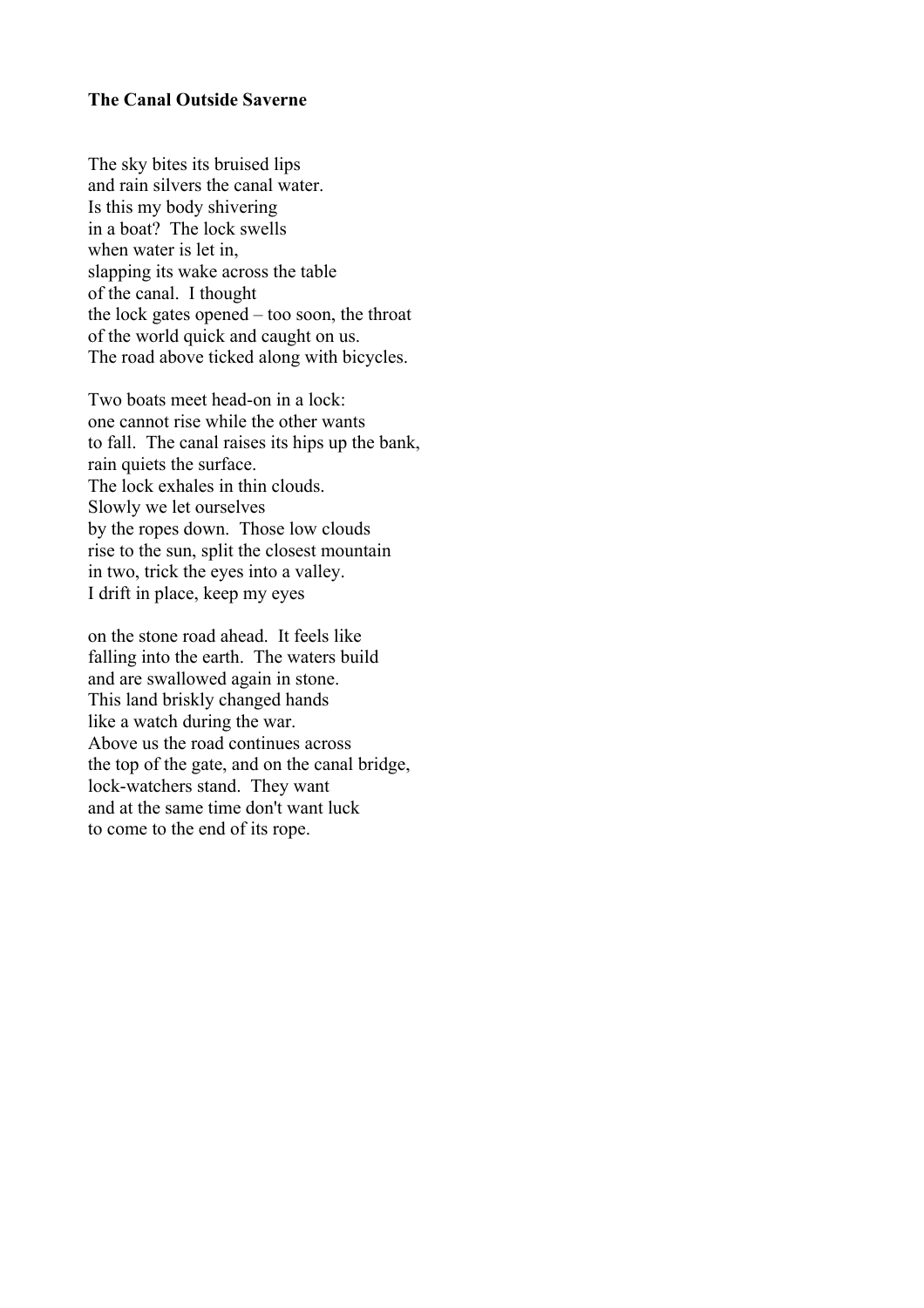**The Canal Outside Saverne**

The sky bites its bruised lips  
and rain silvers the canal water.  
Is this my body shivering  
in a boat?  The lock swells  
when water is let in,  
slapping its wake across the table  
of the canal.  I thought  
the lock gates opened – too soon, the throat  
of the world quick and caught on us.  
The road above ticked along with bicycles.

Two boats meet head-on in a lock:  
one cannot rise while the other wants  
to fall.  The canal raises its hips up the bank,  
rain quiets the surface.  
The lock exhales in thin clouds.  
Slowly we let ourselves  
by the ropes down.  Those low clouds  
rise to the sun, split the closest mountain  
in two, trick the eyes into a valley.  
I drift in place, keep my eyes

on the stone road ahead.  It feels like  
falling into the earth.  The waters build  
and are swallowed again in stone.  
This land briskly changed hands  
like a watch during the war.  
Above us the road continues across  
the top of the gate, and on the canal bridge,  
lock-watchers stand.  They want  
and at the same time don't want luck  
to come to the end of its rope.